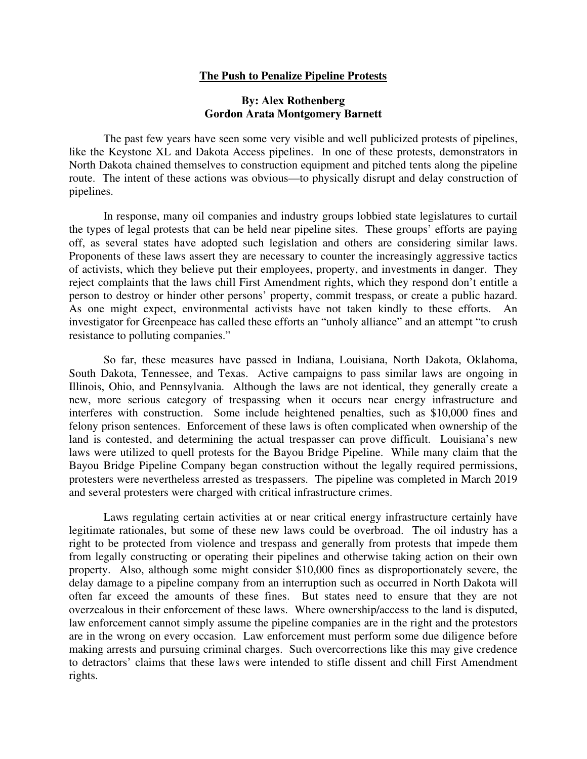# The Push to Penalize Pipeline Protests

**By: Alex Rothenberg**
**Gordon Arata Montgomery Barnett**

The past few years have seen some very visible and well publicized protests of pipelines, like the Keystone XL and Dakota Access pipelines. In one of these protests, demonstrators in North Dakota chained themselves to construction equipment and pitched tents along the pipeline route. The intent of these actions was obvious—to physically disrupt and delay construction of pipelines.

In response, many oil companies and industry groups lobbied state legislatures to curtail the types of legal protests that can be held near pipeline sites. These groups' efforts are paying off, as several states have adopted such legislation and others are considering similar laws. Proponents of these laws assert they are necessary to counter the increasingly aggressive tactics of activists, which they believe put their employees, property, and investments in danger. They reject complaints that the laws chill First Amendment rights, which they respond don't entitle a person to destroy or hinder other persons' property, commit trespass, or create a public hazard. As one might expect, environmental activists have not taken kindly to these efforts. An investigator for Greenpeace has called these efforts an "unholy alliance" and an attempt "to crush resistance to polluting companies."

So far, these measures have passed in Indiana, Louisiana, North Dakota, Oklahoma, South Dakota, Tennessee, and Texas. Active campaigns to pass similar laws are ongoing in Illinois, Ohio, and Pennsylvania. Although the laws are not identical, they generally create a new, more serious category of trespassing when it occurs near energy infrastructure and interferes with construction. Some include heightened penalties, such as $10,000 fines and felony prison sentences. Enforcement of these laws is often complicated when ownership of the land is contested, and determining the actual trespasser can prove difficult. Louisiana's new laws were utilized to quell protests for the Bayou Bridge Pipeline. While many claim that the Bayou Bridge Pipeline Company began construction without the legally required permissions, protesters were nevertheless arrested as trespassers. The pipeline was completed in March 2019 and several protesters were charged with critical infrastructure crimes.

Laws regulating certain activities at or near critical energy infrastructure certainly have legitimate rationales, but some of these new laws could be overbroad. The oil industry has a right to be protected from violence and trespass and generally from protests that impede them from legally constructing or operating their pipelines and otherwise taking action on their own property. Also, although some might consider $10,000 fines as disproportionately severe, the delay damage to a pipeline company from an interruption such as occurred in North Dakota will often far exceed the amounts of these fines. But states need to ensure that they are not overzealous in their enforcement of these laws. Where ownership/access to the land is disputed, law enforcement cannot simply assume the pipeline companies are in the right and the protestors are in the wrong on every occasion. Law enforcement must perform some due diligence before making arrests and pursuing criminal charges. Such overcorrections like this may give credence to detractors' claims that these laws were intended to stifle dissent and chill First Amendment rights.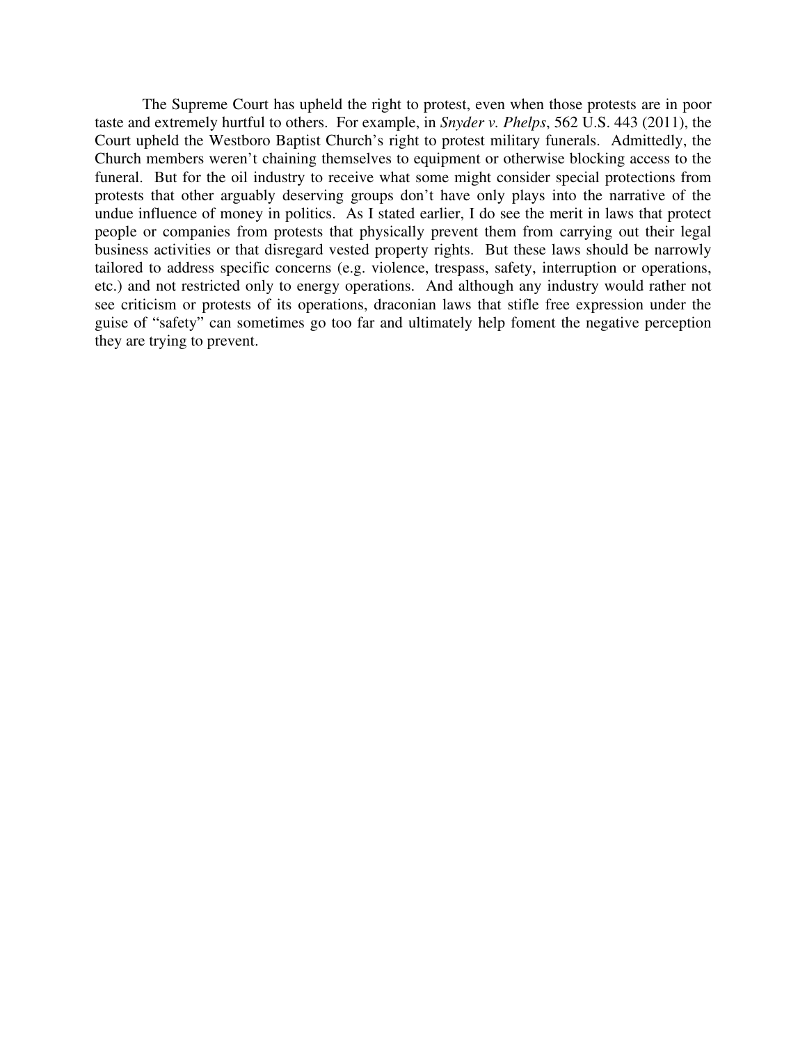The Supreme Court has upheld the right to protest, even when those protests are in poor taste and extremely hurtful to others. For example, in *Snyder v. Phelps*, 562 U.S. 443 (2011), the Court upheld the Westboro Baptist Church's right to protest military funerals. Admittedly, the Church members weren't chaining themselves to equipment or otherwise blocking access to the funeral. But for the oil industry to receive what some might consider special protections from protests that other arguably deserving groups don't have only plays into the narrative of the undue influence of money in politics. As I stated earlier, I do see the merit in laws that protect people or companies from protests that physically prevent them from carrying out their legal business activities or that disregard vested property rights. But these laws should be narrowly tailored to address specific concerns (e.g. violence, trespass, safety, interruption or operations, etc.) and not restricted only to energy operations. And although any industry would rather not see criticism or protests of its operations, draconian laws that stifle free expression under the guise of "safety" can sometimes go too far and ultimately help foment the negative perception they are trying to prevent.